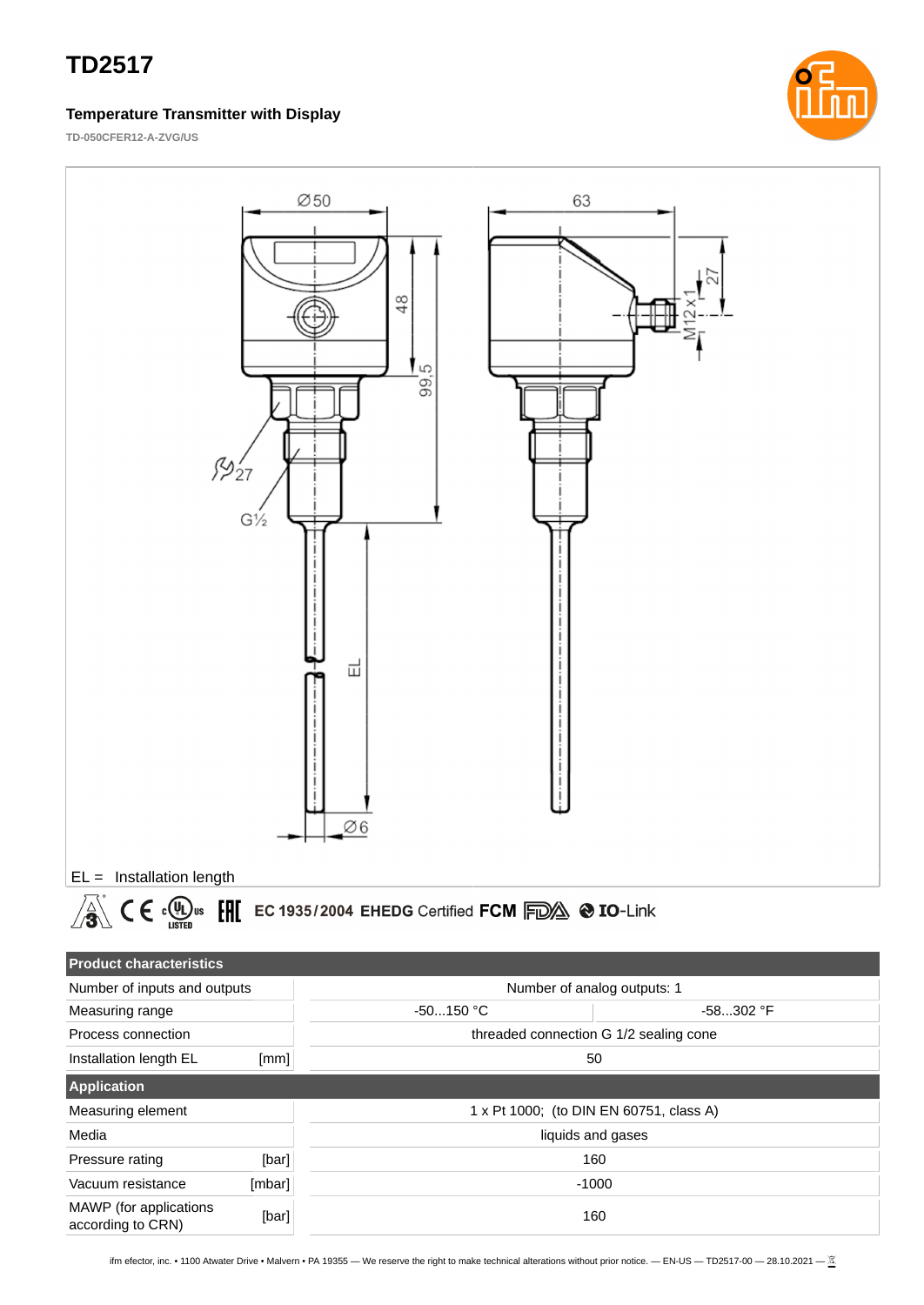# TD2517

### Temperature Transmitter with Display

TD-050CFER12-A-ZVG/US

EL = Installation length

| Product characteristics | | | |
|---|---|---|---|
| Number of inputs and outputs | | Number of analog outputs: 1 | |
| Measuring range | | -50...150 °C | -58...302 °F |
| Process connection | | threaded connection G 1/2 sealing cone | |
| Installation length EL | [mm] | 50 | |
| **Application** | | | |
| Measuring element | | 1 x Pt 1000; (to DIN EN 60751, class A) | |
| Media | | liquids and gases | |
| Pressure rating | [bar] | 160 | |
| Vacuum resistance | [mbar] | -1000 | |
| MAWP (for applications according to CRN) | [bar] | 160 | |

ifm efector, inc. • 1100 Atwater Drive • Malvern • PA 19355 — We reserve the right to make technical alterations without prior notice. — EN-US — TD2517-00 — 28.10.2021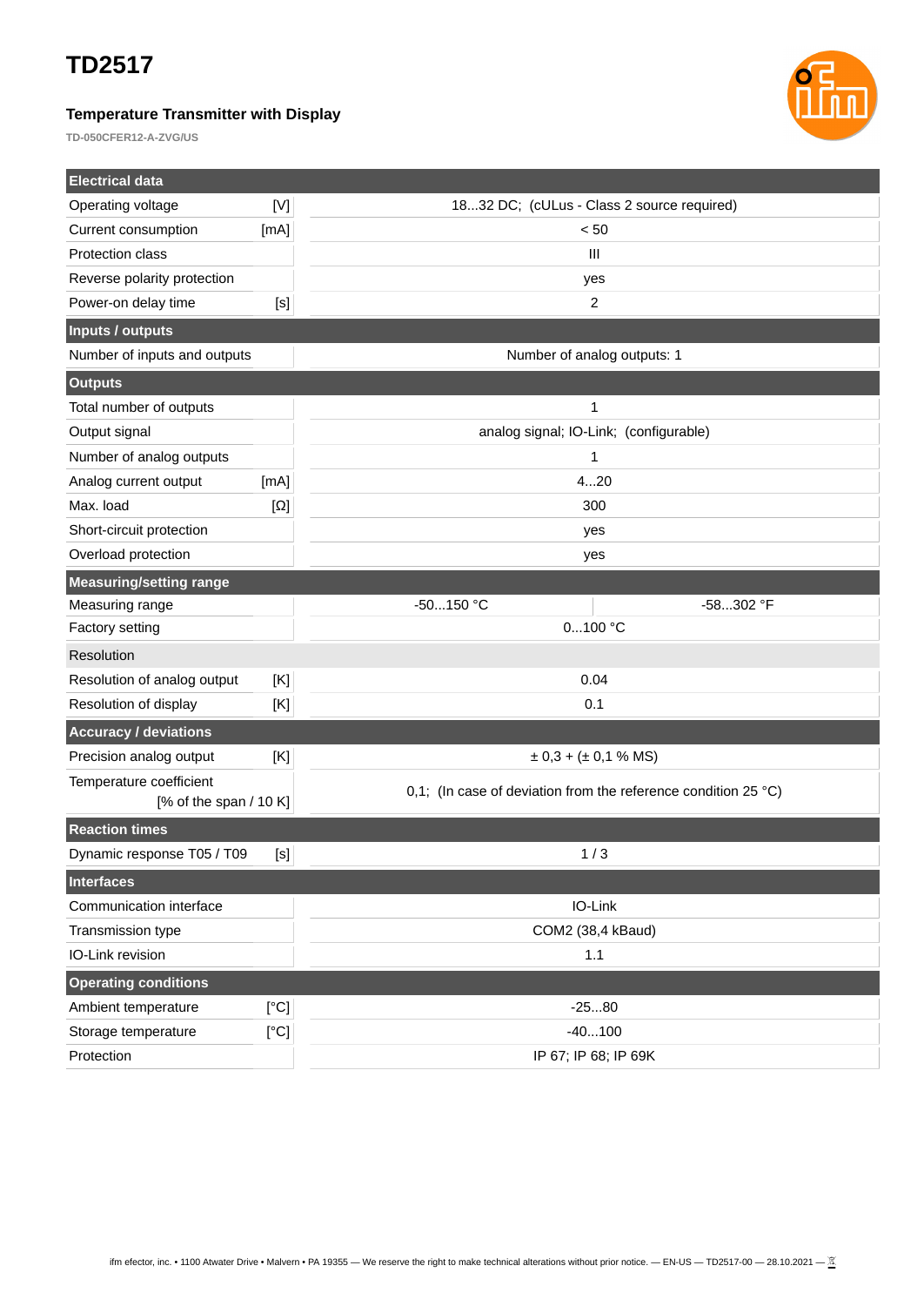# TD2517

### Temperature Transmitter with Display

**TD-050CFER12-A-ZVG/US**

| Electrical data | | | |
|---|---|---|---|
| Operating voltage | [V] | 18...32 DC; (cULus - Class 2 source required) | |
| Current consumption | [mA] | < 50 | |
| Protection class | | III | |
| Reverse polarity protection | | yes | |
| Power-on delay time | [s] | 2 | |
| **Inputs / outputs** | | | |
| Number of inputs and outputs | | Number of analog outputs: 1 | |
| **Outputs** | | | |
| Total number of outputs | | 1 | |
| Output signal | | analog signal; IO-Link; (configurable) | |
| Number of analog outputs | | 1 | |
| Analog current output | [mA] | 4...20 | |
| Max. load | [Ω] | 300 | |
| Short-circuit protection | | yes | |
| Overload protection | | yes | |
| **Measuring/setting range** | | | |
| Measuring range | | -50...150 °C | -58...302 °F |
| Factory setting | | 0...100 °C | |
| Resolution | | | |
| Resolution of analog output | [K] | 0.04 | |
| Resolution of display | [K] | 0.1 | |
| **Accuracy / deviations** | | | |
| Precision analog output | [K] | ± 0,3 + (± 0,1 % MS) | |
| Temperature coefficient | [% of the span / 10 K] | 0,1; (In case of deviation from the reference condition 25 °C) | |
| **Reaction times** | | | |
| Dynamic response T05 / T09 | [s] | 1 / 3 | |
| **Interfaces** | | | |
| Communication interface | | IO-Link | |
| Transmission type | | COM2 (38,4 kBaud) | |
| IO-Link revision | | 1.1 | |
| **Operating conditions** | | | |
| Ambient temperature | [°C] | -25...80 | |
| Storage temperature | [°C] | -40...100 | |
| Protection | | IP 67; IP 68; IP 69K | |

ifm efector, inc. • 1100 Atwater Drive • Malvern • PA 19355 — We reserve the right to make technical alterations without prior notice. — EN-US — TD2517-00 — 28.10.2021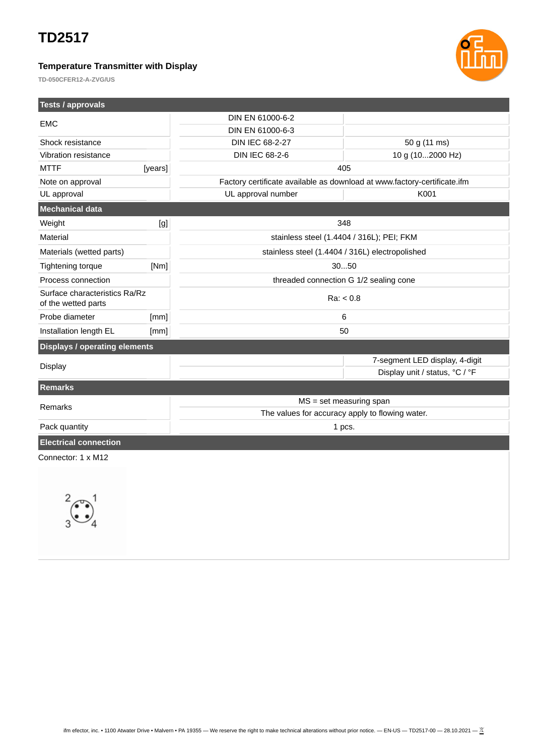# TD2517

### Temperature Transmitter with Display

TD-050CFER12-A-ZVG/US

| Tests / approvals | | | |
|---|---|---|---|
| EMC | | DIN EN 61000-6-2 | |
| | | DIN EN 61000-6-3 | |
| Shock resistance | | DIN IEC 68-2-27 | 50 g (11 ms) |
| Vibration resistance | | DIN IEC 68-2-6 | 10 g (10...2000 Hz) |
| MTTF | [years] | 405 | |
| Note on approval | | Factory certificate available as download at www.factory-certificate.ifm | |
| UL approval | | UL approval number | K001 |

| Mechanical data | | |
|---|---|---|
| Weight | [g] | 348 |
| Material | | stainless steel (1.4404 / 316L); PEI; FKM |
| Materials (wetted parts) | | stainless steel (1.4404 / 316L) electropolished |
| Tightening torque | [Nm] | 30...50 |
| Process connection | | threaded connection G 1/2 sealing cone |
| Surface characteristics Ra/Rz of the wetted parts | | Ra: < 0.8 |
| Probe diameter | [mm] | 6 |
| Installation length EL | [mm] | 50 |

| Displays / operating elements | | |
|---|---|---|
| Display | | 7-segment LED display, 4-digit |
| | | Display unit / status, °C / °F |

| Remarks | |
|---|---|
| Remarks | MS = set measuring span |
| | The values for accuracy apply to flowing water. |
| Pack quantity | 1 pcs. |

**Electrical connection**

Connector: 1 x M12

2 1

3 4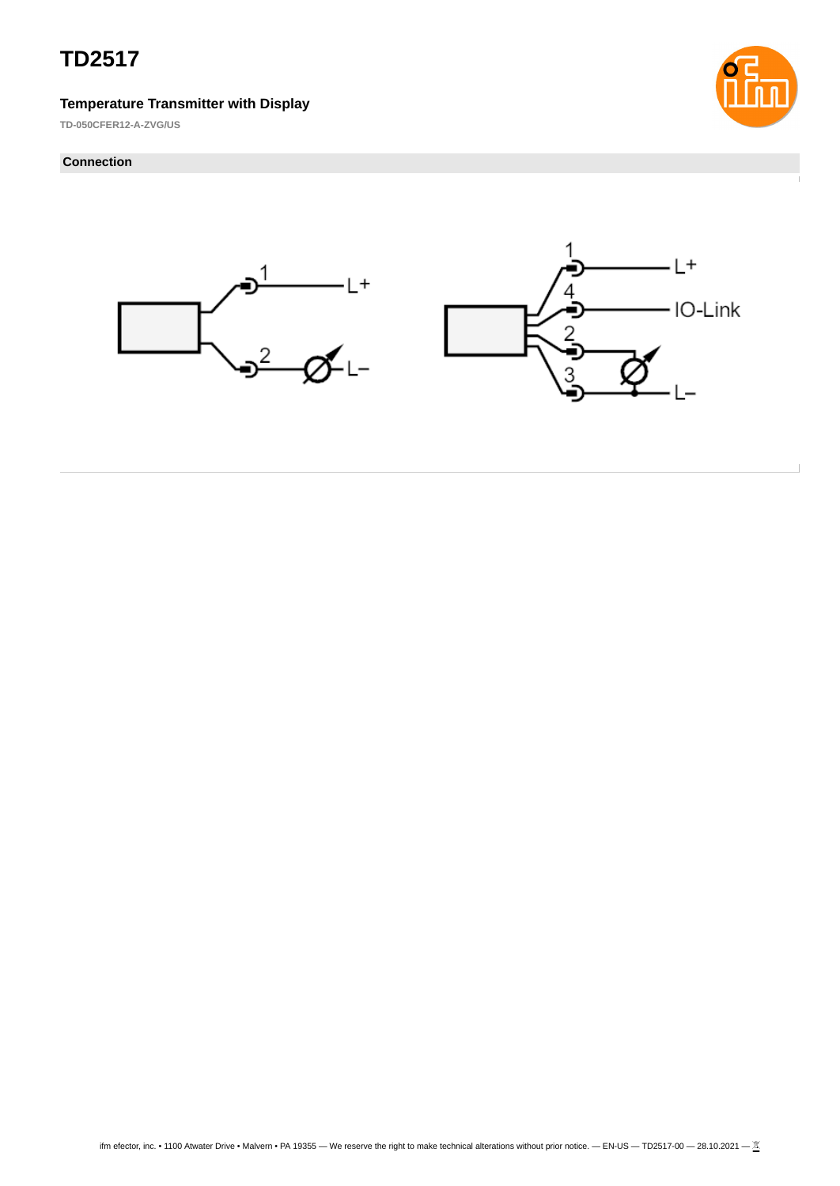# TD2517

### Temperature Transmitter with Display

**TD-050CFER12-A-ZVG/US**

**Connection**

1 L+
2 L–

1 L+
4 IO-Link
2
3 L–